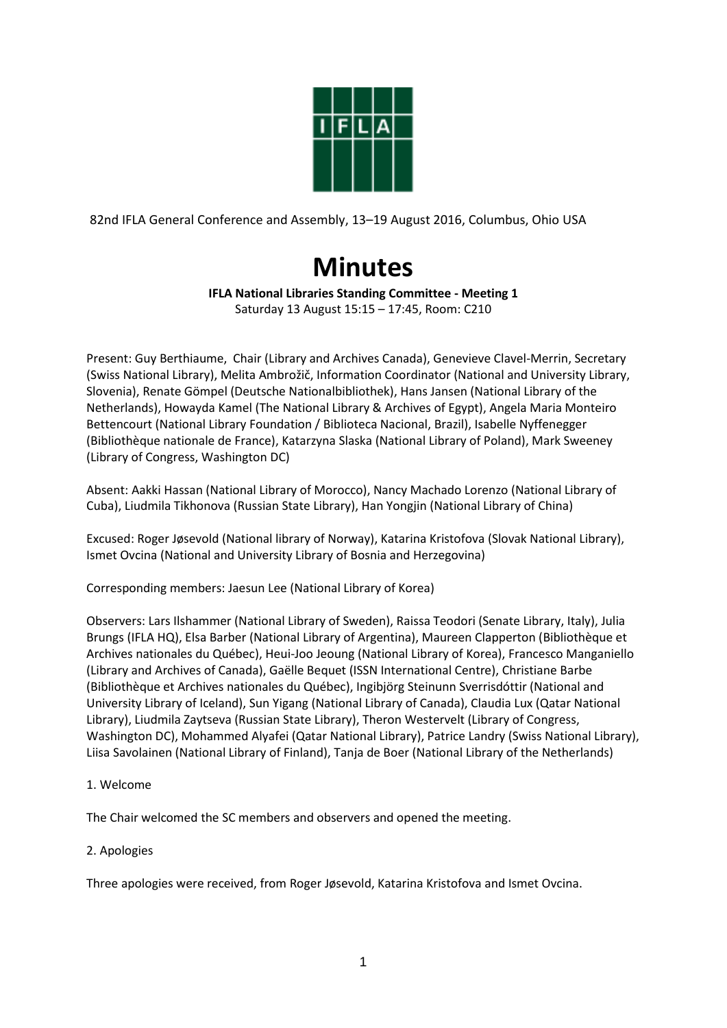82nd IFLA General Conference and Assembly, 13–19 August 2016, Columbus, Ohio USA

# Minutes

**IFLA National Libraries Standing Committee - Meeting 1**

Saturday 13 August 15:15 – 17:45, Room: C210

Present: Guy Berthiaume, Chair (Library and Archives Canada), Genevieve Clavel-Merrin, Secretary (Swiss National Library), Melita Ambrožič, Information Coordinator (National and University Library, Slovenia), Renate Gömpel (Deutsche Nationalbibliothek), Hans Jansen (National Library of the Netherlands), Howayda Kamel (The National Library & Archives of Egypt), Angela Maria Monteiro Bettencourt (National Library Foundation / Biblioteca Nacional, Brazil), Isabelle Nyffenegger (Bibliothèque nationale de France), Katarzyna Slaska (National Library of Poland), Mark Sweeney (Library of Congress, Washington DC)

Absent: Aakki Hassan (National Library of Morocco), Nancy Machado Lorenzo (National Library of Cuba), Liudmila Tikhonova (Russian State Library), Han Yongjin (National Library of China)

Excused: Roger Jøsevold (National library of Norway), Katarina Kristofova (Slovak National Library), Ismet Ovcina (National and University Library of Bosnia and Herzegovina)

Corresponding members: Jaesun Lee (National Library of Korea)

Observers: Lars Ilshammer (National Library of Sweden), Raissa Teodori (Senate Library, Italy), Julia Brungs (IFLA HQ), Elsa Barber (National Library of Argentina), Maureen Clapperton (Bibliothèque et Archives nationales du Québec), Heui-Joo Jeoung (National Library of Korea), Francesco Manganiello (Library and Archives of Canada), Gaëlle Bequet (ISSN International Centre), Christiane Barbe (Bibliothèque et Archives nationales du Québec), Ingibjörg Steinunn Sverrisdóttir (National and University Library of Iceland), Sun Yigang (National Library of Canada), Claudia Lux (Qatar National Library), Liudmila Zaytseva (Russian State Library), Theron Westervelt (Library of Congress, Washington DC), Mohammed Alyafei (Qatar National Library), Patrice Landry (Swiss National Library), Liisa Savolainen (National Library of Finland), Tanja de Boer (National Library of the Netherlands)

1. Welcome

The Chair welcomed the SC members and observers and opened the meeting.

2. Apologies

Three apologies were received, from Roger Jøsevold, Katarina Kristofova and Ismet Ovcina.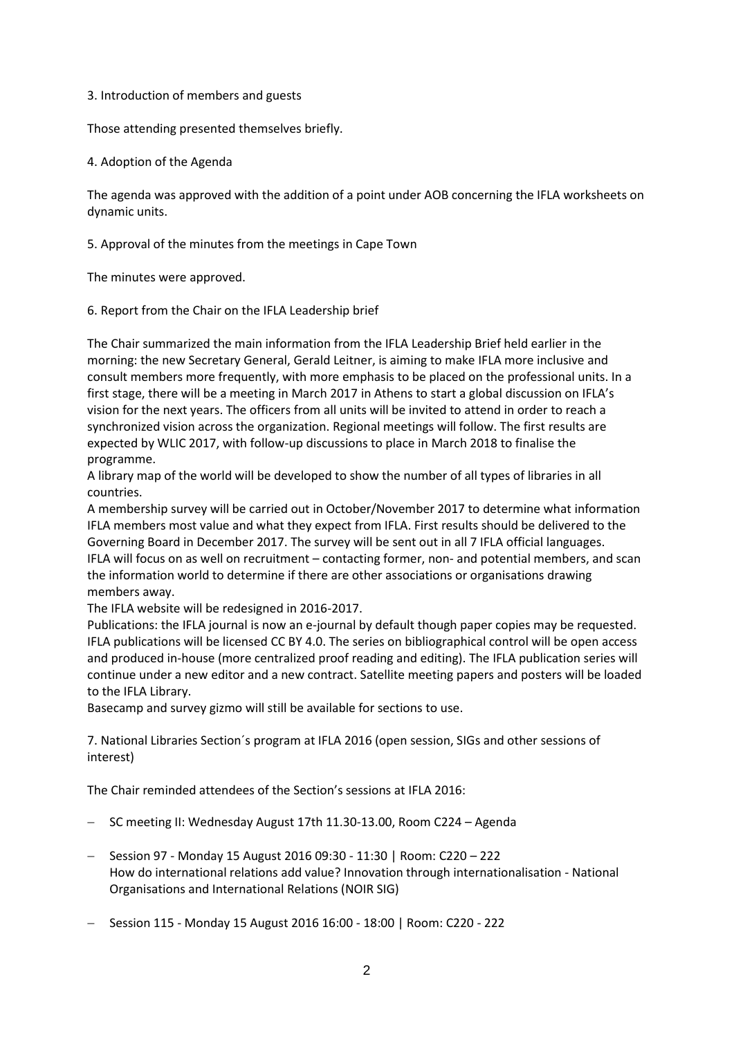3. Introduction of members and guests

Those attending presented themselves briefly.

4. Adoption of the Agenda

The agenda was approved with the addition of a point under AOB concerning the IFLA worksheets on dynamic units.

5. Approval of the minutes from the meetings in Cape Town

The minutes were approved.

6. Report from the Chair on the IFLA Leadership brief

The Chair summarized the main information from the IFLA Leadership Brief held earlier in the morning: the new Secretary General, Gerald Leitner, is aiming to make IFLA more inclusive and consult members more frequently, with more emphasis to be placed on the professional units. In a first stage, there will be a meeting in March 2017 in Athens to start a global discussion on IFLA's vision for the next years. The officers from all units will be invited to attend in order to reach a synchronized vision across the organization. Regional meetings will follow. The first results are expected by WLIC 2017, with follow-up discussions to place in March 2018 to finalise the programme.
A library map of the world will be developed to show the number of all types of libraries in all countries.
A membership survey will be carried out in October/November 2017 to determine what information IFLA members most value and what they expect from IFLA. First results should be delivered to the Governing Board in December 2017. The survey will be sent out in all 7 IFLA official languages.
IFLA will focus on as well on recruitment – contacting former, non- and potential members, and scan the information world to determine if there are other associations or organisations drawing members away.
The IFLA website will be redesigned in 2016-2017.
Publications: the IFLA journal is now an e-journal by default though paper copies may be requested. IFLA publications will be licensed CC BY 4.0. The series on bibliographical control will be open access and produced in-house (more centralized proof reading and editing). The IFLA publication series will continue under a new editor and a new contract. Satellite meeting papers and posters will be loaded to the IFLA Library.
Basecamp and survey gizmo will still be available for sections to use.

7. National Libraries Section´s program at IFLA 2016 (open session, SIGs and other sessions of interest)

The Chair reminded attendees of the Section's sessions at IFLA 2016:

- SC meeting II: Wednesday August 17th 11.30-13.00, Room C224 – Agenda
- Session 97 - Monday 15 August 2016 09:30 - 11:30 | Room: C220 – 222
  How do international relations add value? Innovation through internationalisation - National Organisations and International Relations (NOIR SIG)
- Session 115 - Monday 15 August 2016 16:00 - 18:00 | Room: C220 - 222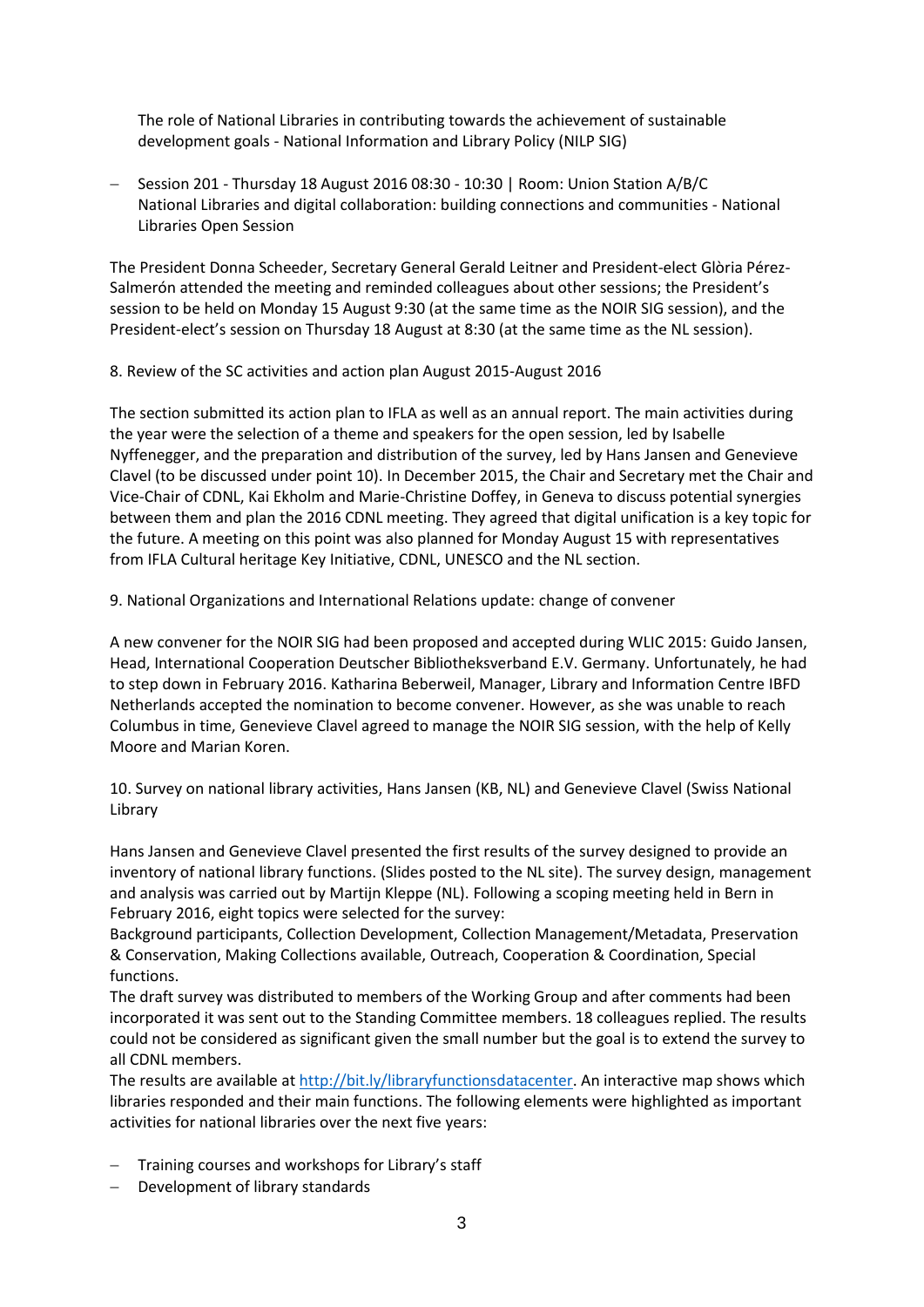The role of National Libraries in contributing towards the achievement of sustainable development goals - National Information and Library Policy (NILP SIG)

- Session 201 - Thursday 18 August 2016 08:30 - 10:30 | Room: Union Station A/B/C
  National Libraries and digital collaboration: building connections and communities - National Libraries Open Session

The President Donna Scheeder, Secretary General Gerald Leitner and President-elect Glòria Pérez-Salmerón attended the meeting and reminded colleagues about other sessions; the President's session to be held on Monday 15 August 9:30 (at the same time as the NOIR SIG session), and the President-elect's session on Thursday 18 August at 8:30 (at the same time as the NL session).

8. Review of the SC activities and action plan August 2015-August 2016

The section submitted its action plan to IFLA as well as an annual report. The main activities during the year were the selection of a theme and speakers for the open session, led by Isabelle Nyffenegger, and the preparation and distribution of the survey, led by Hans Jansen and Genevieve Clavel (to be discussed under point 10). In December 2015, the Chair and Secretary met the Chair and Vice-Chair of CDNL, Kai Ekholm and Marie-Christine Doffey, in Geneva to discuss potential synergies between them and plan the 2016 CDNL meeting. They agreed that digital unification is a key topic for the future. A meeting on this point was also planned for Monday August 15 with representatives from IFLA Cultural heritage Key Initiative, CDNL, UNESCO and the NL section.

9. National Organizations and International Relations update: change of convener

A new convener for the NOIR SIG had been proposed and accepted during WLIC 2015: Guido Jansen, Head, International Cooperation Deutscher Bibliotheksverband E.V. Germany. Unfortunately, he had to step down in February 2016. Katharina Beberweil, Manager, Library and Information Centre IBFD Netherlands accepted the nomination to become convener. However, as she was unable to reach Columbus in time, Genevieve Clavel agreed to manage the NOIR SIG session, with the help of Kelly Moore and Marian Koren.

10. Survey on national library activities, Hans Jansen (KB, NL) and Genevieve Clavel (Swiss National Library

Hans Jansen and Genevieve Clavel presented the first results of the survey designed to provide an inventory of national library functions. (Slides posted to the NL site). The survey design, management and analysis was carried out by Martijn Kleppe (NL). Following a scoping meeting held in Bern in February 2016, eight topics were selected for the survey:
Background participants, Collection Development, Collection Management/Metadata, Preservation & Conservation, Making Collections available, Outreach, Cooperation & Coordination, Special functions.
The draft survey was distributed to members of the Working Group and after comments had been incorporated it was sent out to the Standing Committee members. 18 colleagues replied. The results could not be considered as significant given the small number but the goal is to extend the survey to all CDNL members.
The results are available at http://bit.ly/libraryfunctionsdatacenter. An interactive map shows which libraries responded and their main functions. The following elements were highlighted as important activities for national libraries over the next five years:

- Training courses and workshops for Library's staff
- Development of library standards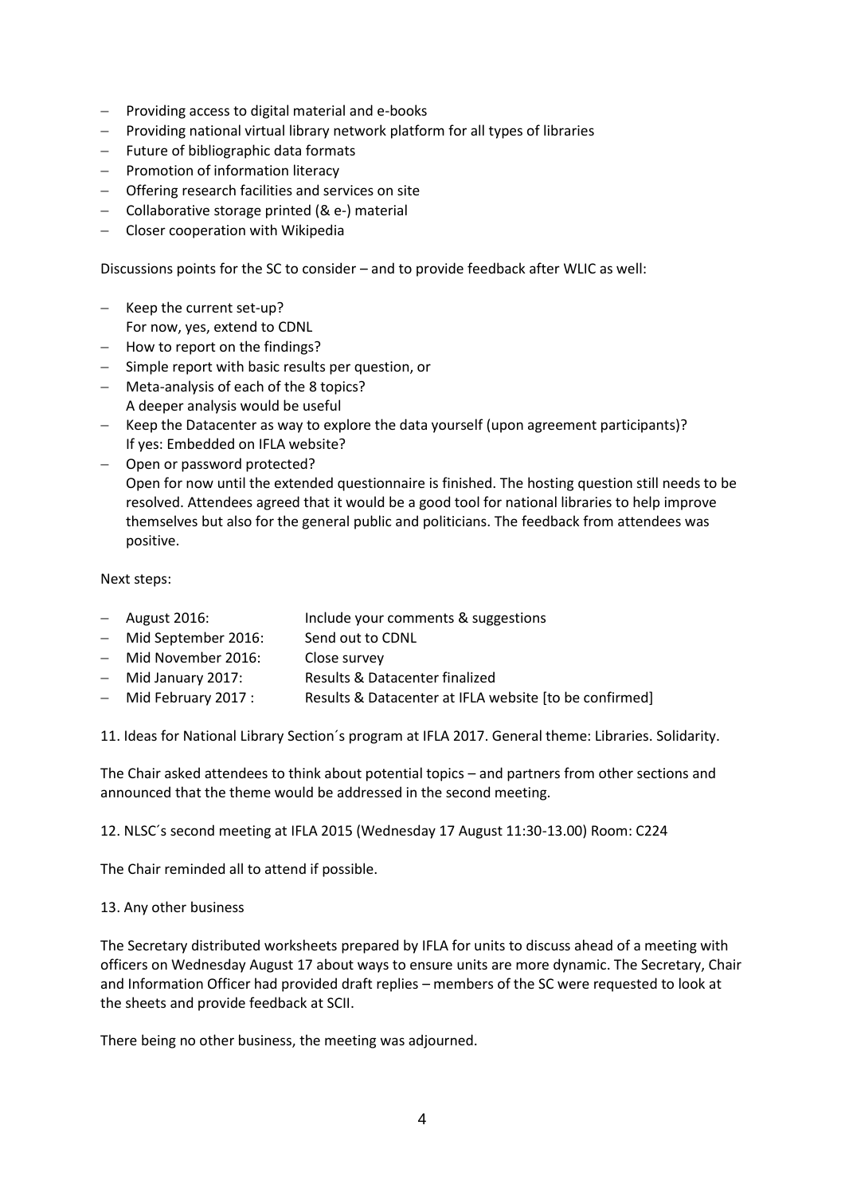- Providing access to digital material and e-books
- Providing national virtual library network platform for all types of libraries
- Future of bibliographic data formats
- Promotion of information literacy
- Offering research facilities and services on site
- Collaborative storage printed (& e-) material
- Closer cooperation with Wikipedia

Discussions points for the SC to consider – and to provide feedback after WLIC as well:

- Keep the current set-up?
  For now, yes, extend to CDNL
- How to report on the findings?
- Simple report with basic results per question, or
- Meta-analysis of each of the 8 topics?
  A deeper analysis would be useful
- Keep the Datacenter as way to explore the data yourself (upon agreement participants)?
  If yes: Embedded on IFLA website?
- Open or password protected?
  Open for now until the extended questionnaire is finished. The hosting question still needs to be resolved. Attendees agreed that it would be a good tool for national libraries to help improve themselves but also for the general public and politicians. The feedback from attendees was positive.

Next steps:

- August 2016: Include your comments & suggestions
- Mid September 2016: Send out to CDNL
- Mid November 2016: Close survey
- Mid January 2017: Results & Datacenter finalized
- Mid February 2017 : Results & Datacenter at IFLA website [to be confirmed]

11. Ideas for National Library Section´s program at IFLA 2017. General theme: Libraries. Solidarity.

The Chair asked attendees to think about potential topics – and partners from other sections and announced that the theme would be addressed in the second meeting.

12. NLSC´s second meeting at IFLA 2015 (Wednesday 17 August 11:30-13.00) Room: C224

The Chair reminded all to attend if possible.

13. Any other business

The Secretary distributed worksheets prepared by IFLA for units to discuss ahead of a meeting with officers on Wednesday August 17 about ways to ensure units are more dynamic. The Secretary, Chair and Information Officer had provided draft replies – members of the SC were requested to look at the sheets and provide feedback at SCII.

There being no other business, the meeting was adjourned.